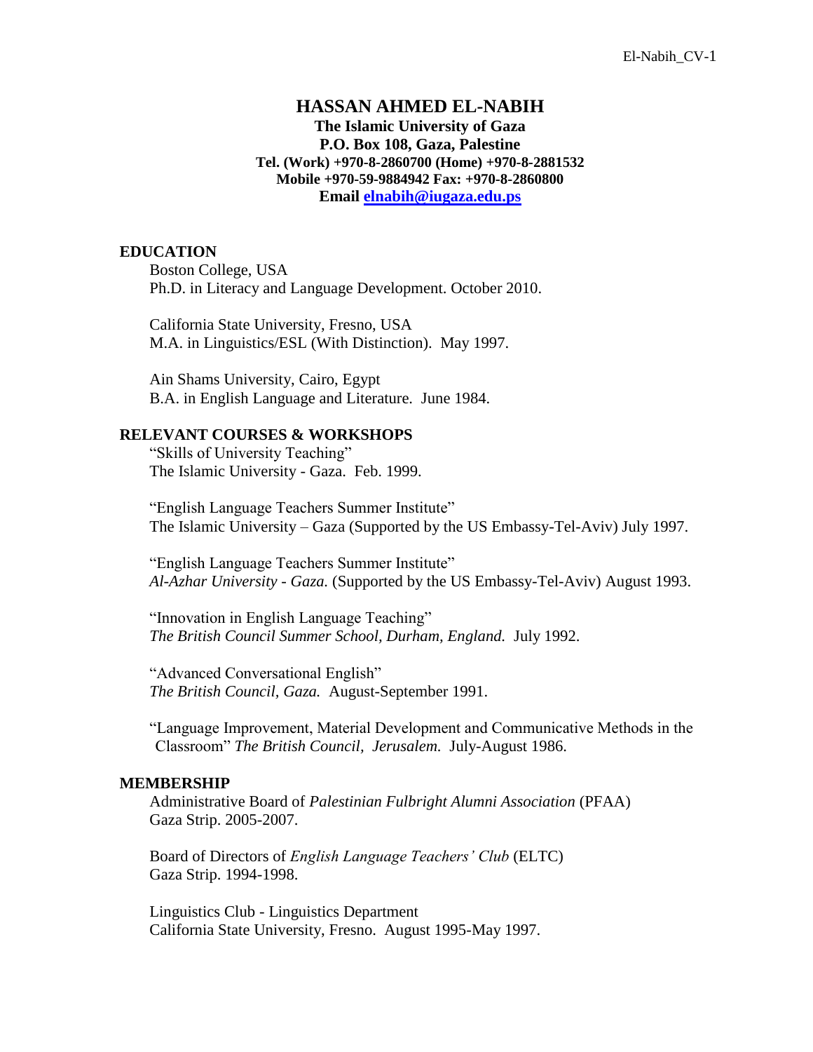# HASSAN AHMED EL-NABIH

**The Islamic University of Gaza**
**P.O. Box 108, Gaza, Palestine**
**Tel. (Work) +970-8-2860700 (Home) +970-8-2881532**
**Mobile +970-59-9884942 Fax: +970-8-2860800**
**Email [elnabih@iugaza.edu.ps](mailto:elnabih@iugaza.edu.ps)**

## EDUCATION

Boston College, USA
Ph.D. in Literacy and Language Development. October 2010.

California State University, Fresno, USA
M.A. in Linguistics/ESL (With Distinction). May 1997.

Ain Shams University, Cairo, Egypt
B.A. in English Language and Literature. June 1984.

## RELEVANT COURSES & WORKSHOPS

"Skills of University Teaching"
The Islamic University - Gaza. Feb. 1999.

"English Language Teachers Summer Institute"
The Islamic University – Gaza (Supported by the US Embassy-Tel-Aviv) July 1997.

"English Language Teachers Summer Institute"
*Al-Azhar University - Gaza.* (Supported by the US Embassy-Tel-Aviv) August 1993.

"Innovation in English Language Teaching"
*The British Council Summer School, Durham, England.* July 1992.

"Advanced Conversational English"
*The British Council, Gaza.* August-September 1991.

"Language Improvement, Material Development and Communicative Methods in the Classroom" *The British Council, Jerusalem.* July-August 1986.

## MEMBERSHIP

Administrative Board of *Palestinian Fulbright Alumni Association* (PFAA)
Gaza Strip. 2005-2007.

Board of Directors of *English Language Teachers' Club* (ELTC)
Gaza Strip. 1994-1998.

Linguistics Club - Linguistics Department
California State University, Fresno. August 1995-May 1997.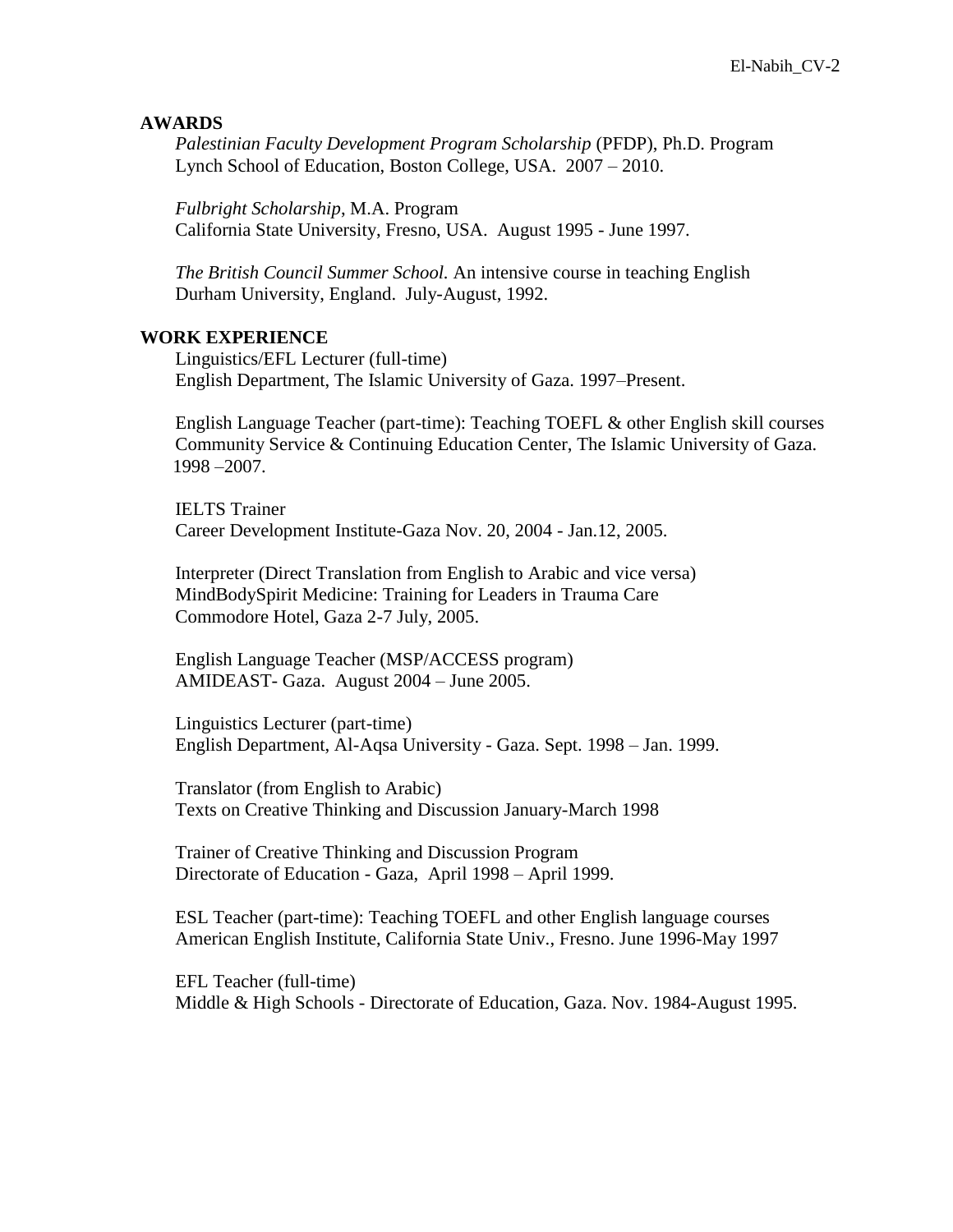## AWARDS

*Palestinian Faculty Development Program Scholarship* (PFDP), Ph.D. Program
Lynch School of Education, Boston College, USA. 2007 – 2010.

*Fulbright Scholarship*, M.A. Program
California State University, Fresno, USA. August 1995 - June 1997.

*The British Council Summer School.* An intensive course in teaching English
Durham University, England. July-August, 1992.

## WORK EXPERIENCE

Linguistics/EFL Lecturer (full-time)
English Department, The Islamic University of Gaza. 1997–Present.

English Language Teacher (part-time): Teaching TOEFL & other English skill courses
Community Service & Continuing Education Center, The Islamic University of Gaza. 1998 –2007.

IELTS Trainer
Career Development Institute-Gaza Nov. 20, 2004 - Jan.12, 2005.

Interpreter (Direct Translation from English to Arabic and vice versa)
MindBodySpirit Medicine: Training for Leaders in Trauma Care
Commodore Hotel, Gaza 2-7 July, 2005.

English Language Teacher (MSP/ACCESS program)
AMIDEAST- Gaza. August 2004 – June 2005.

Linguistics Lecturer (part-time)
English Department, Al-Aqsa University - Gaza. Sept. 1998 – Jan. 1999.

Translator (from English to Arabic)
Texts on Creative Thinking and Discussion January-March 1998

Trainer of Creative Thinking and Discussion Program
Directorate of Education - Gaza, April 1998 – April 1999.

ESL Teacher (part-time): Teaching TOEFL and other English language courses
American English Institute, California State Univ., Fresno. June 1996-May 1997

EFL Teacher (full-time)
Middle & High Schools - Directorate of Education, Gaza. Nov. 1984-August 1995.